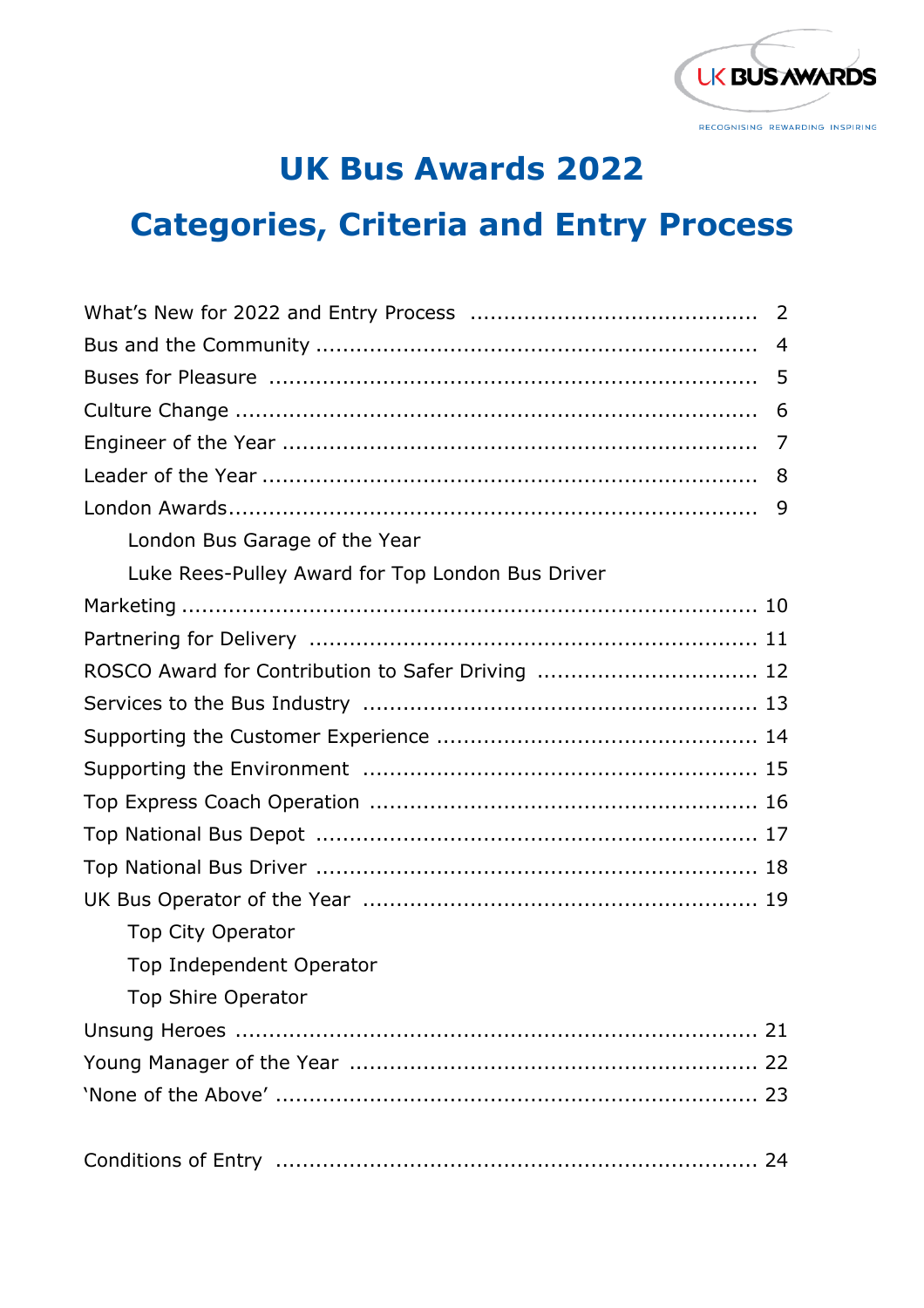# UK Bus Awards 2022

# Categories, Criteria and Entry Process

| | |
|---|---|
| What's New for 2022 and Entry Process | 2 |
| Bus and the Community | 4 |
| Buses for Pleasure | 5 |
| Culture Change | 6 |
| Engineer of the Year | 7 |
| Leader of the Year | 8 |
| London Awards | 9 |
| London Bus Garage of the Year | |
| Luke Rees-Pulley Award for Top London Bus Driver | |
| Marketing | 10 |
| Partnering for Delivery | 11 |
| ROSCO Award for Contribution to Safer Driving | 12 |
| Services to the Bus Industry | 13 |
| Supporting the Customer Experience | 14 |
| Supporting the Environment | 15 |
| Top Express Coach Operation | 16 |
| Top National Bus Depot | 17 |
| Top National Bus Driver | 18 |
| UK Bus Operator of the Year | 19 |
| Top City Operator | |
| Top Independent Operator | |
| Top Shire Operator | |
| Unsung Heroes | 21 |
| Young Manager of the Year | 22 |
| 'None of the Above' | 23 |
| | |
| Conditions of Entry | 24 |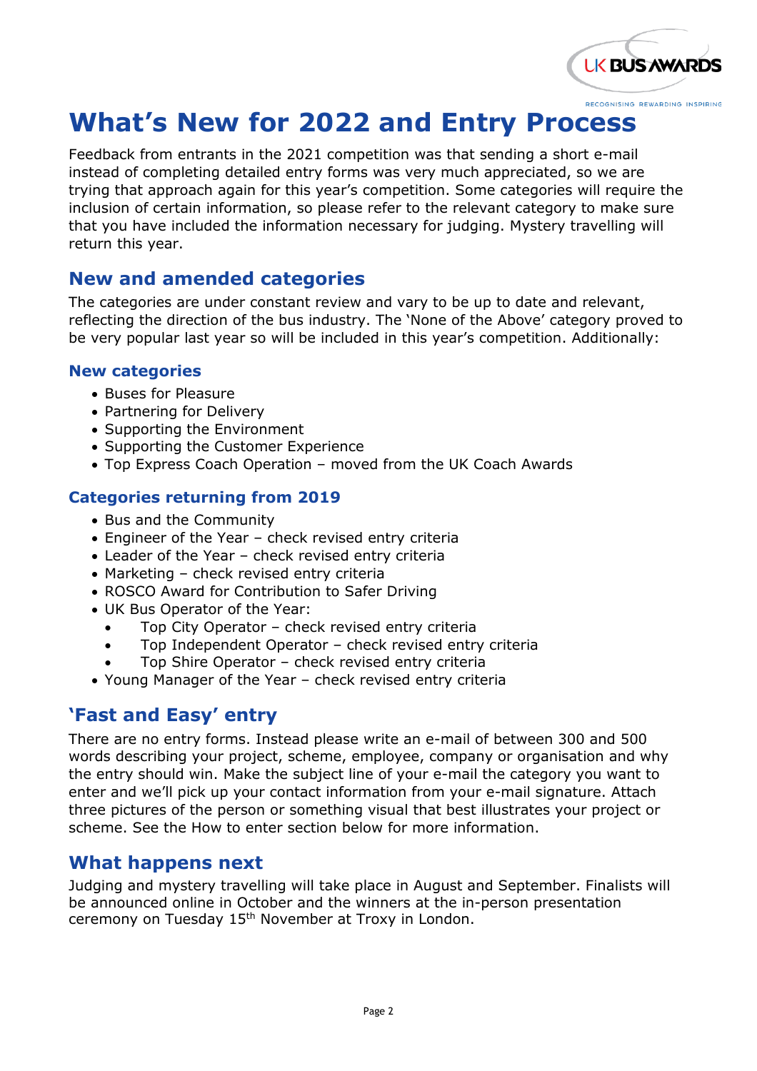# What's New for 2022 and Entry Process

Feedback from entrants in the 2021 competition was that sending a short e-mail instead of completing detailed entry forms was very much appreciated, so we are trying that approach again for this year's competition. Some categories will require the inclusion of certain information, so please refer to the relevant category to make sure that you have included the information necessary for judging. Mystery travelling will return this year.

## New and amended categories

The categories are under constant review and vary to be up to date and relevant, reflecting the direction of the bus industry. The 'None of the Above' category proved to be very popular last year so will be included in this year's competition. Additionally:

### New categories

- Buses for Pleasure
- Partnering for Delivery
- Supporting the Environment
- Supporting the Customer Experience
- Top Express Coach Operation – moved from the UK Coach Awards

### Categories returning from 2019

- Bus and the Community
- Engineer of the Year – check revised entry criteria
- Leader of the Year – check revised entry criteria
- Marketing – check revised entry criteria
- ROSCO Award for Contribution to Safer Driving
- UK Bus Operator of the Year:
  - Top City Operator – check revised entry criteria
  - Top Independent Operator – check revised entry criteria
  - Top Shire Operator – check revised entry criteria
- Young Manager of the Year – check revised entry criteria

## 'Fast and Easy' entry

There are no entry forms. Instead please write an e-mail of between 300 and 500 words describing your project, scheme, employee, company or organisation and why the entry should win. Make the subject line of your e-mail the category you want to enter and we'll pick up your contact information from your e-mail signature. Attach three pictures of the person or something visual that best illustrates your project or scheme. See the How to enter section below for more information.

## What happens next

Judging and mystery travelling will take place in August and September. Finalists will be announced online in October and the winners at the in-person presentation ceremony on Tuesday 15th November at Troxy in London.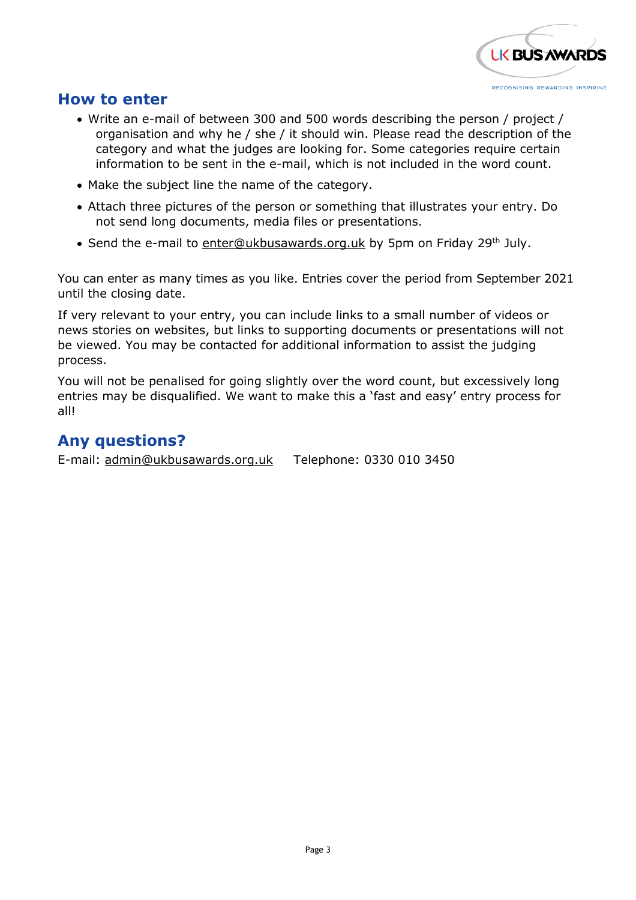## How to enter

- Write an e-mail of between 300 and 500 words describing the person / project / organisation and why he / she / it should win. Please read the description of the category and what the judges are looking for. Some categories require certain information to be sent in the e-mail, which is not included in the word count.
- Make the subject line the name of the category.
- Attach three pictures of the person or something that illustrates your entry. Do not send long documents, media files or presentations.
- Send the e-mail to enter@ukbusawards.org.uk by 5pm on Friday 29th July.

You can enter as many times as you like. Entries cover the period from September 2021 until the closing date.

If very relevant to your entry, you can include links to a small number of videos or news stories on websites, but links to supporting documents or presentations will not be viewed. You may be contacted for additional information to assist the judging process.

You will not be penalised for going slightly over the word count, but excessively long entries may be disqualified. We want to make this a 'fast and easy' entry process for all!

## Any questions?

E-mail: admin@ukbusawards.org.uk     Telephone: 0330 010 3450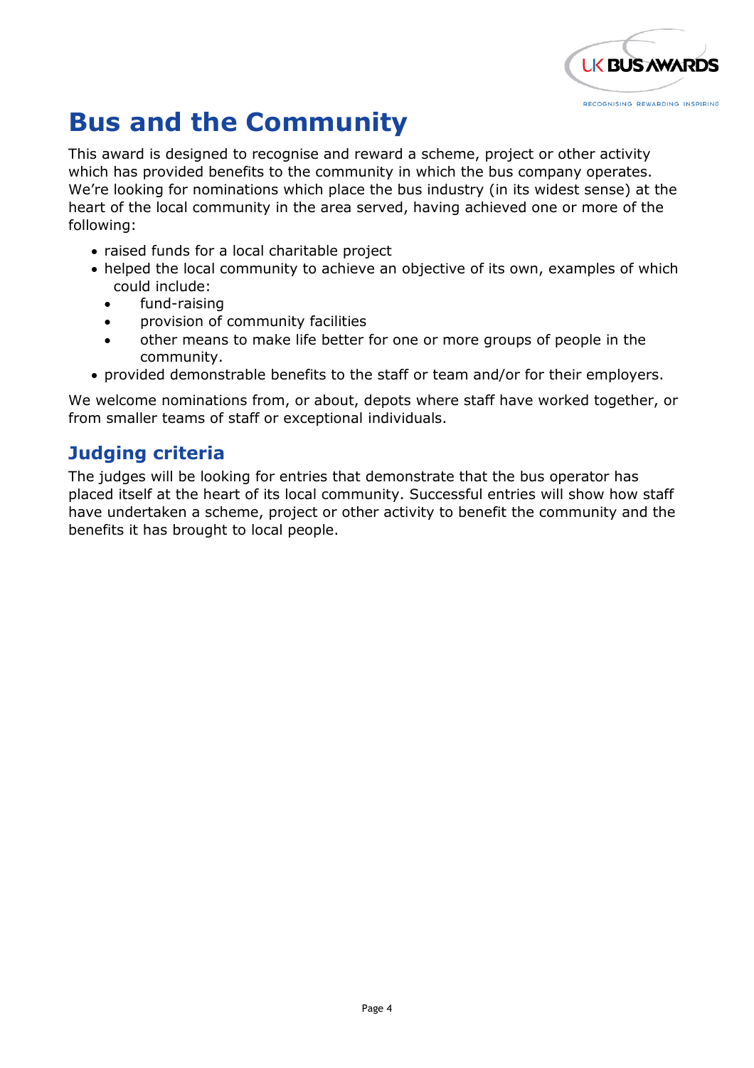# Bus and the Community

This award is designed to recognise and reward a scheme, project or other activity which has provided benefits to the community in which the bus company operates. We're looking for nominations which place the bus industry (in its widest sense) at the heart of the local community in the area served, having achieved one or more of the following:

- raised funds for a local charitable project
- helped the local community to achieve an objective of its own, examples of which could include:
  - fund-raising
  - provision of community facilities
  - other means to make life better for one or more groups of people in the community.
- provided demonstrable benefits to the staff or team and/or for their employers.

We welcome nominations from, or about, depots where staff have worked together, or from smaller teams of staff or exceptional individuals.

## Judging criteria

The judges will be looking for entries that demonstrate that the bus operator has placed itself at the heart of its local community. Successful entries will show how staff have undertaken a scheme, project or other activity to benefit the community and the benefits it has brought to local people.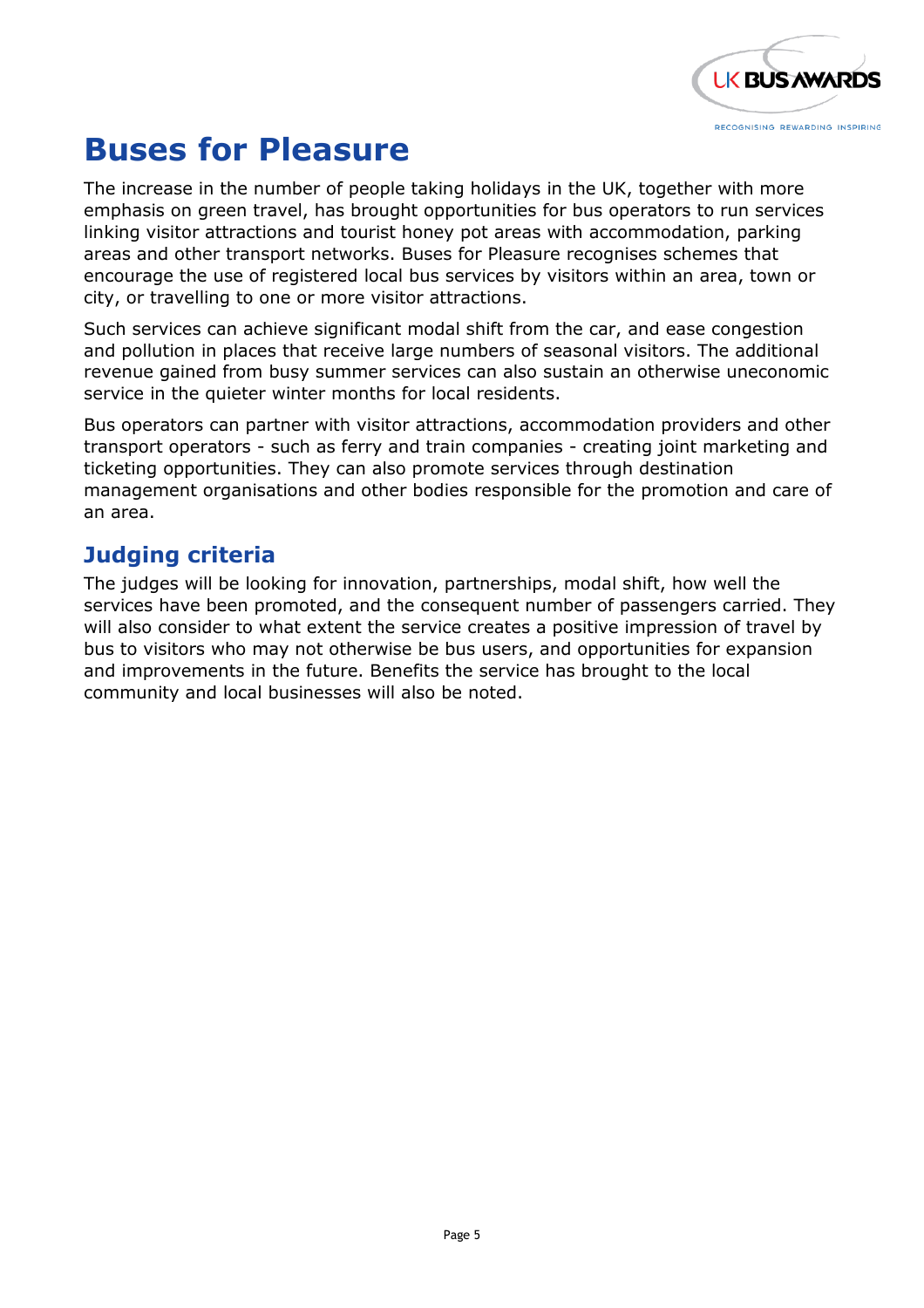# Buses for Pleasure

The increase in the number of people taking holidays in the UK, together with more emphasis on green travel, has brought opportunities for bus operators to run services linking visitor attractions and tourist honey pot areas with accommodation, parking areas and other transport networks. Buses for Pleasure recognises schemes that encourage the use of registered local bus services by visitors within an area, town or city, or travelling to one or more visitor attractions.

Such services can achieve significant modal shift from the car, and ease congestion and pollution in places that receive large numbers of seasonal visitors. The additional revenue gained from busy summer services can also sustain an otherwise uneconomic service in the quieter winter months for local residents.

Bus operators can partner with visitor attractions, accommodation providers and other transport operators - such as ferry and train companies - creating joint marketing and ticketing opportunities. They can also promote services through destination management organisations and other bodies responsible for the promotion and care of an area.

## Judging criteria

The judges will be looking for innovation, partnerships, modal shift, how well the services have been promoted, and the consequent number of passengers carried. They will also consider to what extent the service creates a positive impression of travel by bus to visitors who may not otherwise be bus users, and opportunities for expansion and improvements in the future. Benefits the service has brought to the local community and local businesses will also be noted.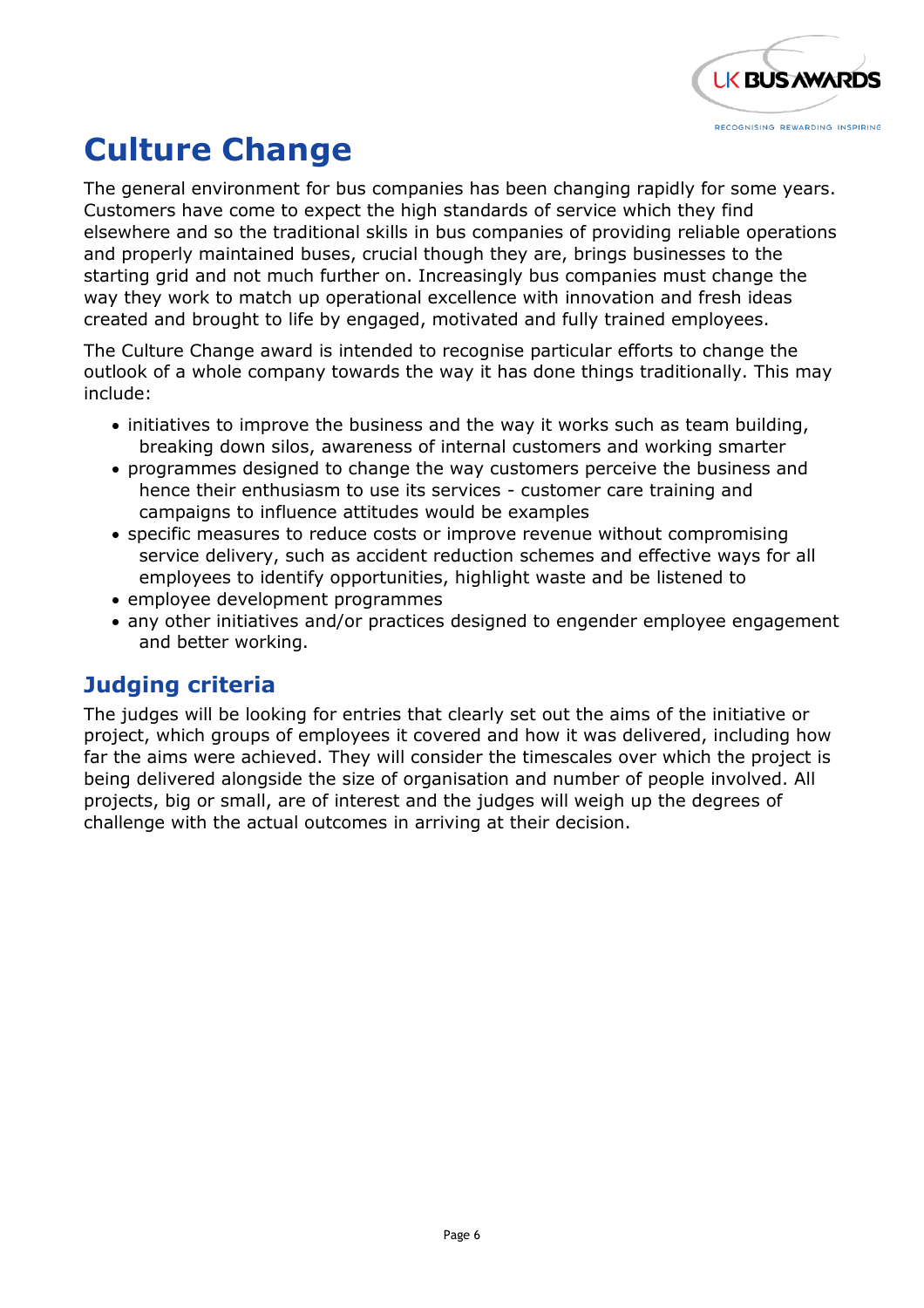# Culture Change

The general environment for bus companies has been changing rapidly for some years. Customers have come to expect the high standards of service which they find elsewhere and so the traditional skills in bus companies of providing reliable operations and properly maintained buses, crucial though they are, brings businesses to the starting grid and not much further on. Increasingly bus companies must change the way they work to match up operational excellence with innovation and fresh ideas created and brought to life by engaged, motivated and fully trained employees.

The Culture Change award is intended to recognise particular efforts to change the outlook of a whole company towards the way it has done things traditionally. This may include:

- initiatives to improve the business and the way it works such as team building, breaking down silos, awareness of internal customers and working smarter
- programmes designed to change the way customers perceive the business and hence their enthusiasm to use its services - customer care training and campaigns to influence attitudes would be examples
- specific measures to reduce costs or improve revenue without compromising service delivery, such as accident reduction schemes and effective ways for all employees to identify opportunities, highlight waste and be listened to
- employee development programmes
- any other initiatives and/or practices designed to engender employee engagement and better working.

## Judging criteria

The judges will be looking for entries that clearly set out the aims of the initiative or project, which groups of employees it covered and how it was delivered, including how far the aims were achieved. They will consider the timescales over which the project is being delivered alongside the size of organisation and number of people involved. All projects, big or small, are of interest and the judges will weigh up the degrees of challenge with the actual outcomes in arriving at their decision.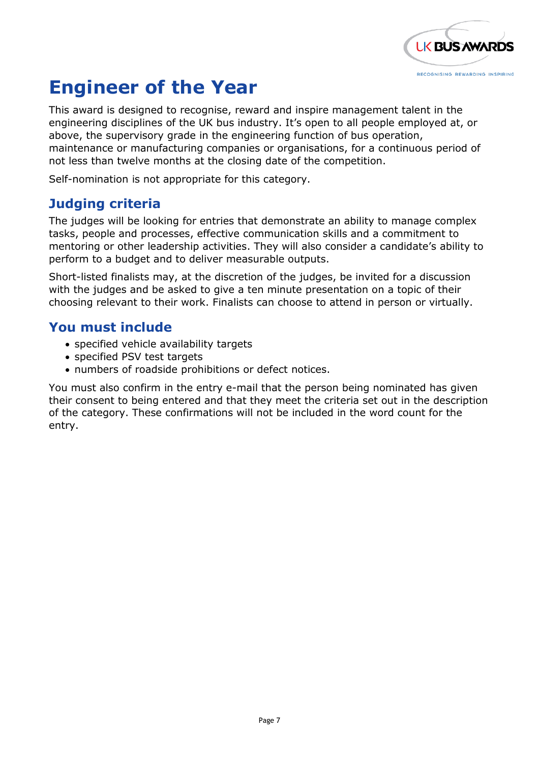# Engineer of the Year

This award is designed to recognise, reward and inspire management talent in the engineering disciplines of the UK bus industry. It's open to all people employed at, or above, the supervisory grade in the engineering function of bus operation, maintenance or manufacturing companies or organisations, for a continuous period of not less than twelve months at the closing date of the competition.

Self-nomination is not appropriate for this category.

## Judging criteria

The judges will be looking for entries that demonstrate an ability to manage complex tasks, people and processes, effective communication skills and a commitment to mentoring or other leadership activities. They will also consider a candidate's ability to perform to a budget and to deliver measurable outputs.

Short-listed finalists may, at the discretion of the judges, be invited for a discussion with the judges and be asked to give a ten minute presentation on a topic of their choosing relevant to their work. Finalists can choose to attend in person or virtually.

## You must include

- specified vehicle availability targets
- specified PSV test targets
- numbers of roadside prohibitions or defect notices.

You must also confirm in the entry e-mail that the person being nominated has given their consent to being entered and that they meet the criteria set out in the description of the category. These confirmations will not be included in the word count for the entry.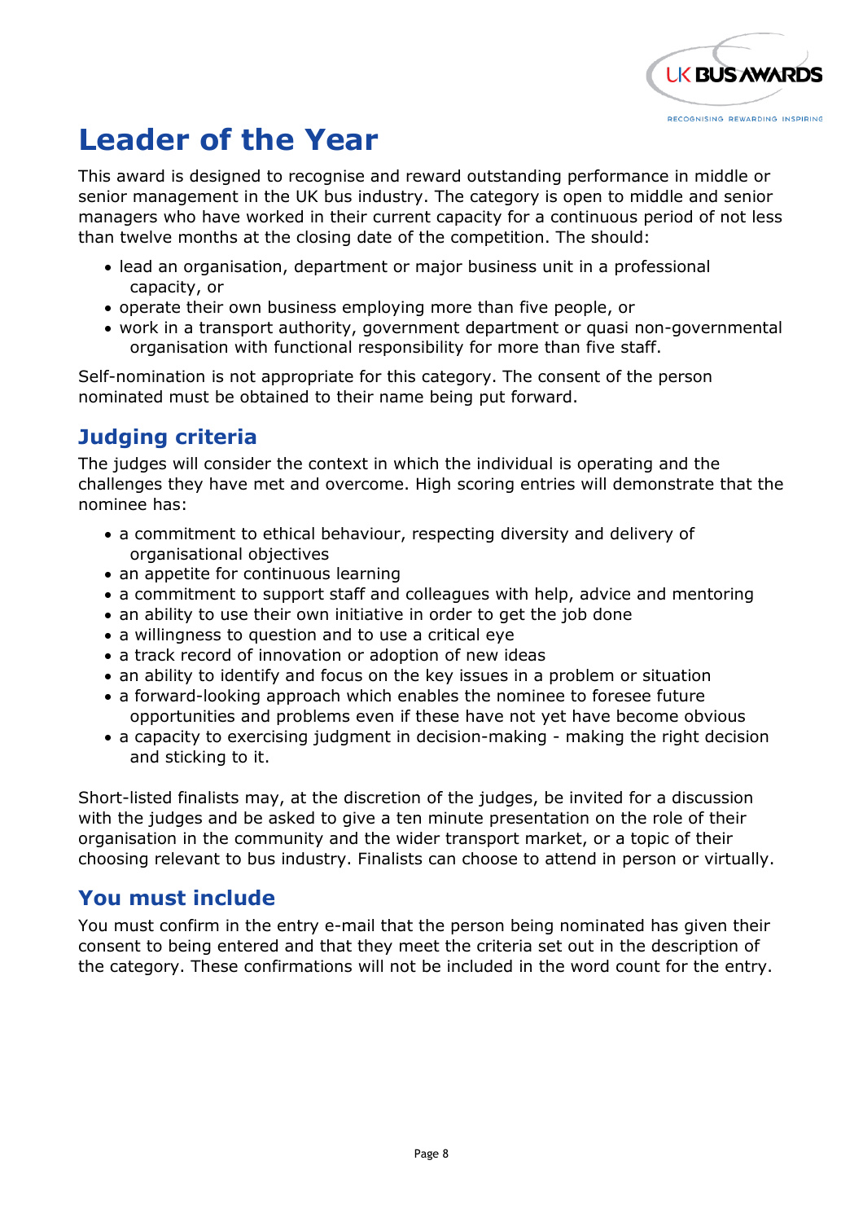# Leader of the Year

This award is designed to recognise and reward outstanding performance in middle or senior management in the UK bus industry. The category is open to middle and senior managers who have worked in their current capacity for a continuous period of not less than twelve months at the closing date of the competition. The should:

- lead an organisation, department or major business unit in a professional capacity, or
- operate their own business employing more than five people, or
- work in a transport authority, government department or quasi non-governmental organisation with functional responsibility for more than five staff.

Self-nomination is not appropriate for this category. The consent of the person nominated must be obtained to their name being put forward.

## Judging criteria

The judges will consider the context in which the individual is operating and the challenges they have met and overcome. High scoring entries will demonstrate that the nominee has:

- a commitment to ethical behaviour, respecting diversity and delivery of organisational objectives
- an appetite for continuous learning
- a commitment to support staff and colleagues with help, advice and mentoring
- an ability to use their own initiative in order to get the job done
- a willingness to question and to use a critical eye
- a track record of innovation or adoption of new ideas
- an ability to identify and focus on the key issues in a problem or situation
- a forward-looking approach which enables the nominee to foresee future opportunities and problems even if these have not yet have become obvious
- a capacity to exercising judgment in decision-making - making the right decision and sticking to it.

Short-listed finalists may, at the discretion of the judges, be invited for a discussion with the judges and be asked to give a ten minute presentation on the role of their organisation in the community and the wider transport market, or a topic of their choosing relevant to bus industry. Finalists can choose to attend in person or virtually.

## You must include

You must confirm in the entry e-mail that the person being nominated has given their consent to being entered and that they meet the criteria set out in the description of the category. These confirmations will not be included in the word count for the entry.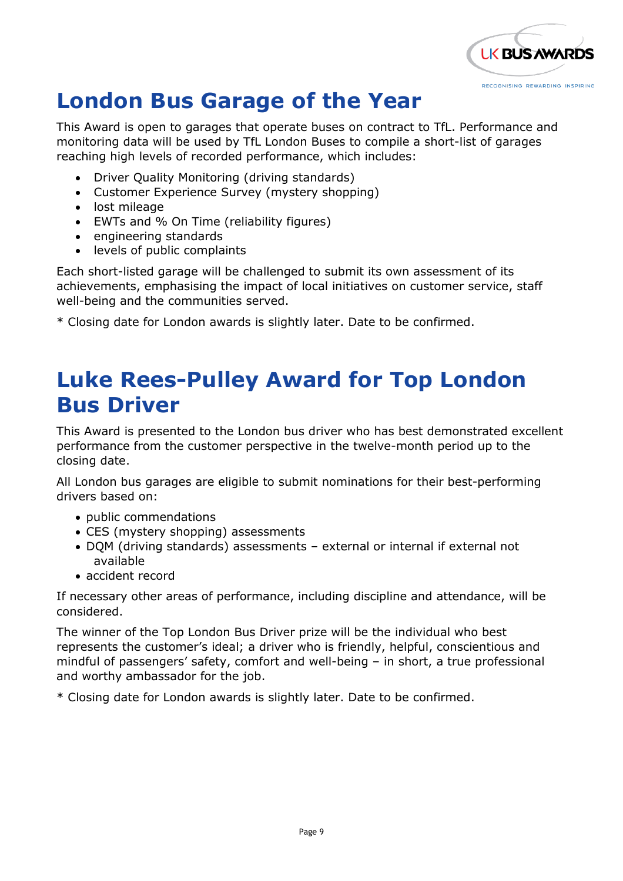# London Bus Garage of the Year

This Award is open to garages that operate buses on contract to TfL. Performance and monitoring data will be used by TfL London Buses to compile a short-list of garages reaching high levels of recorded performance, which includes:

- Driver Quality Monitoring (driving standards)
- Customer Experience Survey (mystery shopping)
- lost mileage
- EWTs and % On Time (reliability figures)
- engineering standards
- levels of public complaints

Each short-listed garage will be challenged to submit its own assessment of its achievements, emphasising the impact of local initiatives on customer service, staff well-being and the communities served.

* Closing date for London awards is slightly later. Date to be confirmed.

# Luke Rees-Pulley Award for Top London Bus Driver

This Award is presented to the London bus driver who has best demonstrated excellent performance from the customer perspective in the twelve-month period up to the closing date.

All London bus garages are eligible to submit nominations for their best-performing drivers based on:

- public commendations
- CES (mystery shopping) assessments
- DQM (driving standards) assessments – external or internal if external not available
- accident record

If necessary other areas of performance, including discipline and attendance, will be considered.

The winner of the Top London Bus Driver prize will be the individual who best represents the customer's ideal; a driver who is friendly, helpful, conscientious and mindful of passengers' safety, comfort and well-being – in short, a true professional and worthy ambassador for the job.

* Closing date for London awards is slightly later. Date to be confirmed.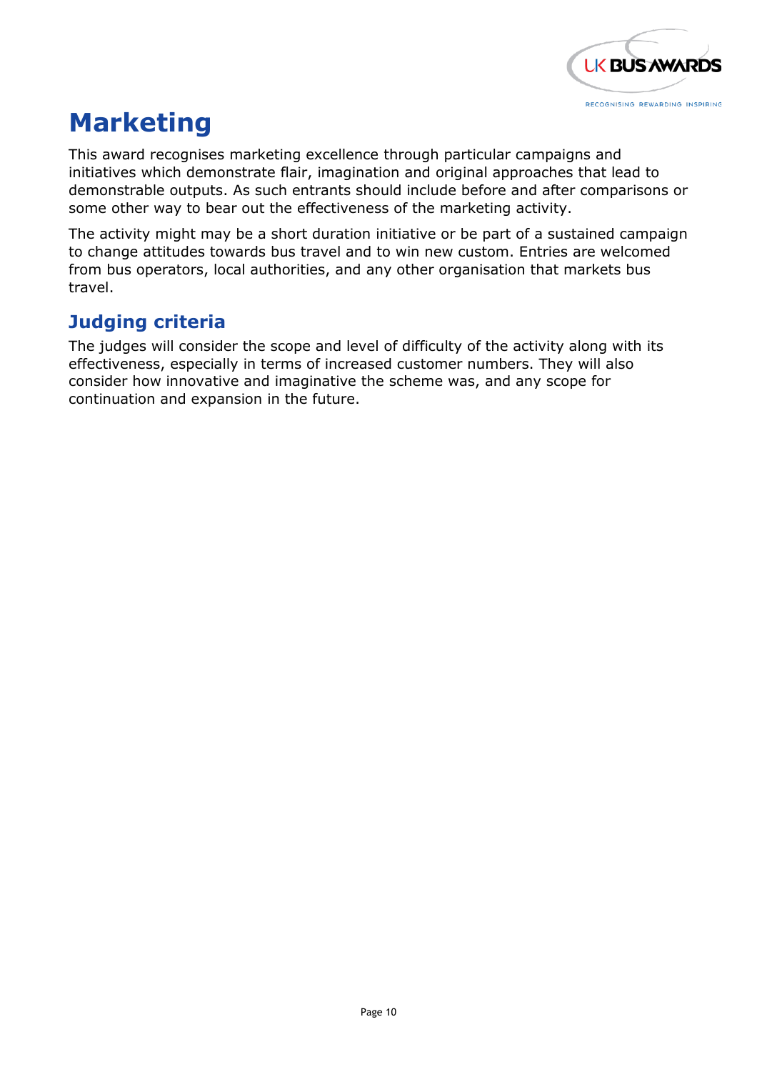# Marketing

This award recognises marketing excellence through particular campaigns and initiatives which demonstrate flair, imagination and original approaches that lead to demonstrable outputs. As such entrants should include before and after comparisons or some other way to bear out the effectiveness of the marketing activity.

The activity might may be a short duration initiative or be part of a sustained campaign to change attitudes towards bus travel and to win new custom. Entries are welcomed from bus operators, local authorities, and any other organisation that markets bus travel.

## Judging criteria

The judges will consider the scope and level of difficulty of the activity along with its effectiveness, especially in terms of increased customer numbers. They will also consider how innovative and imaginative the scheme was, and any scope for continuation and expansion in the future.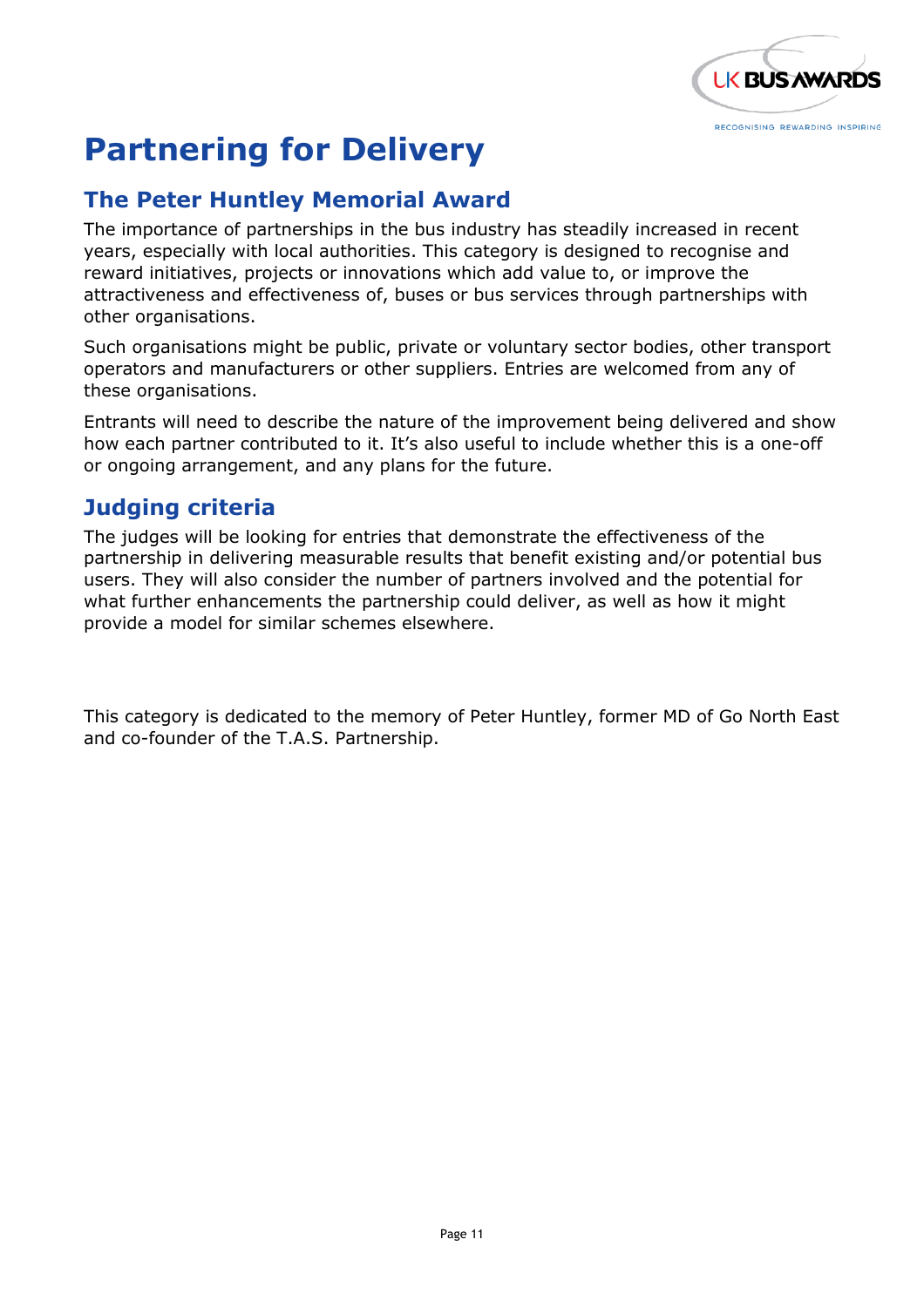# Partnering for Delivery

## The Peter Huntley Memorial Award

The importance of partnerships in the bus industry has steadily increased in recent years, especially with local authorities. This category is designed to recognise and reward initiatives, projects or innovations which add value to, or improve the attractiveness and effectiveness of, buses or bus services through partnerships with other organisations.

Such organisations might be public, private or voluntary sector bodies, other transport operators and manufacturers or other suppliers. Entries are welcomed from any of these organisations.

Entrants will need to describe the nature of the improvement being delivered and show how each partner contributed to it. It's also useful to include whether this is a one-off or ongoing arrangement, and any plans for the future.

## Judging criteria

The judges will be looking for entries that demonstrate the effectiveness of the partnership in delivering measurable results that benefit existing and/or potential bus users. They will also consider the number of partners involved and the potential for what further enhancements the partnership could deliver, as well as how it might provide a model for similar schemes elsewhere.

This category is dedicated to the memory of Peter Huntley, former MD of Go North East and co-founder of the T.A.S. Partnership.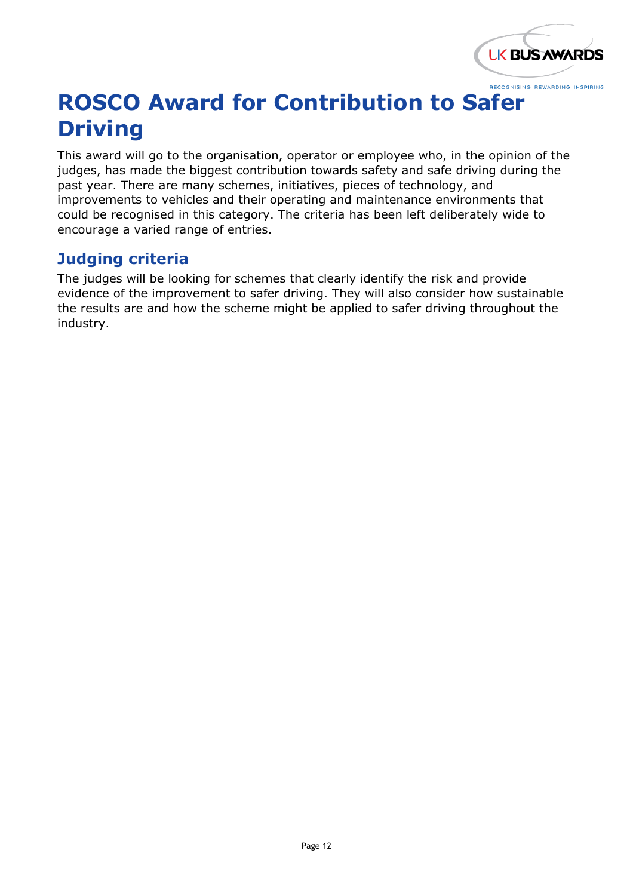# ROSCO Award for Contribution to Safer Driving

This award will go to the organisation, operator or employee who, in the opinion of the judges, has made the biggest contribution towards safety and safe driving during the past year. There are many schemes, initiatives, pieces of technology, and improvements to vehicles and their operating and maintenance environments that could be recognised in this category. The criteria has been left deliberately wide to encourage a varied range of entries.

## Judging criteria

The judges will be looking for schemes that clearly identify the risk and provide evidence of the improvement to safer driving. They will also consider how sustainable the results are and how the scheme might be applied to safer driving throughout the industry.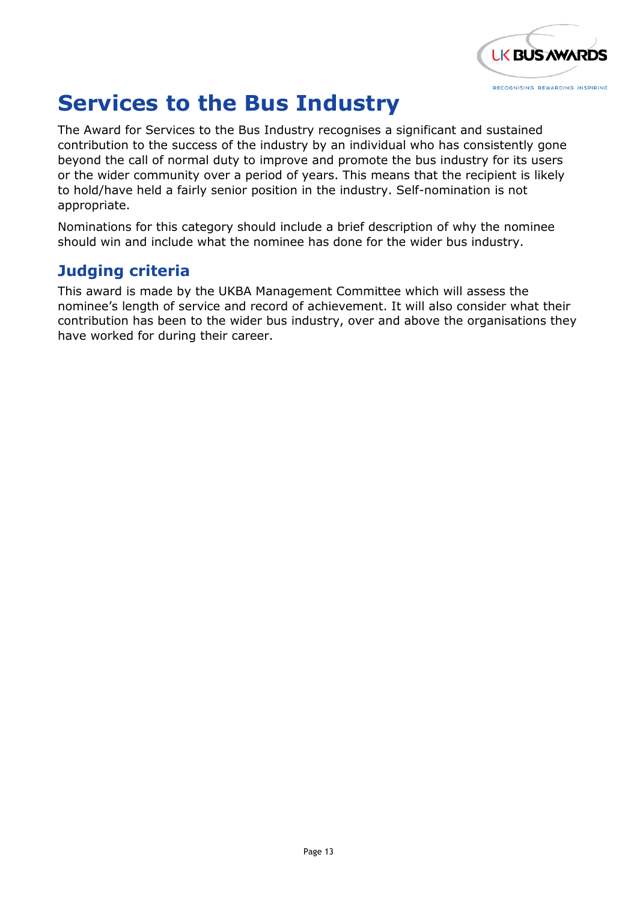# Services to the Bus Industry

The Award for Services to the Bus Industry recognises a significant and sustained contribution to the success of the industry by an individual who has consistently gone beyond the call of normal duty to improve and promote the bus industry for its users or the wider community over a period of years. This means that the recipient is likely to hold/have held a fairly senior position in the industry. Self-nomination is not appropriate.

Nominations for this category should include a brief description of why the nominee should win and include what the nominee has done for the wider bus industry.

## Judging criteria

This award is made by the UKBA Management Committee which will assess the nominee's length of service and record of achievement. It will also consider what their contribution has been to the wider bus industry, over and above the organisations they have worked for during their career.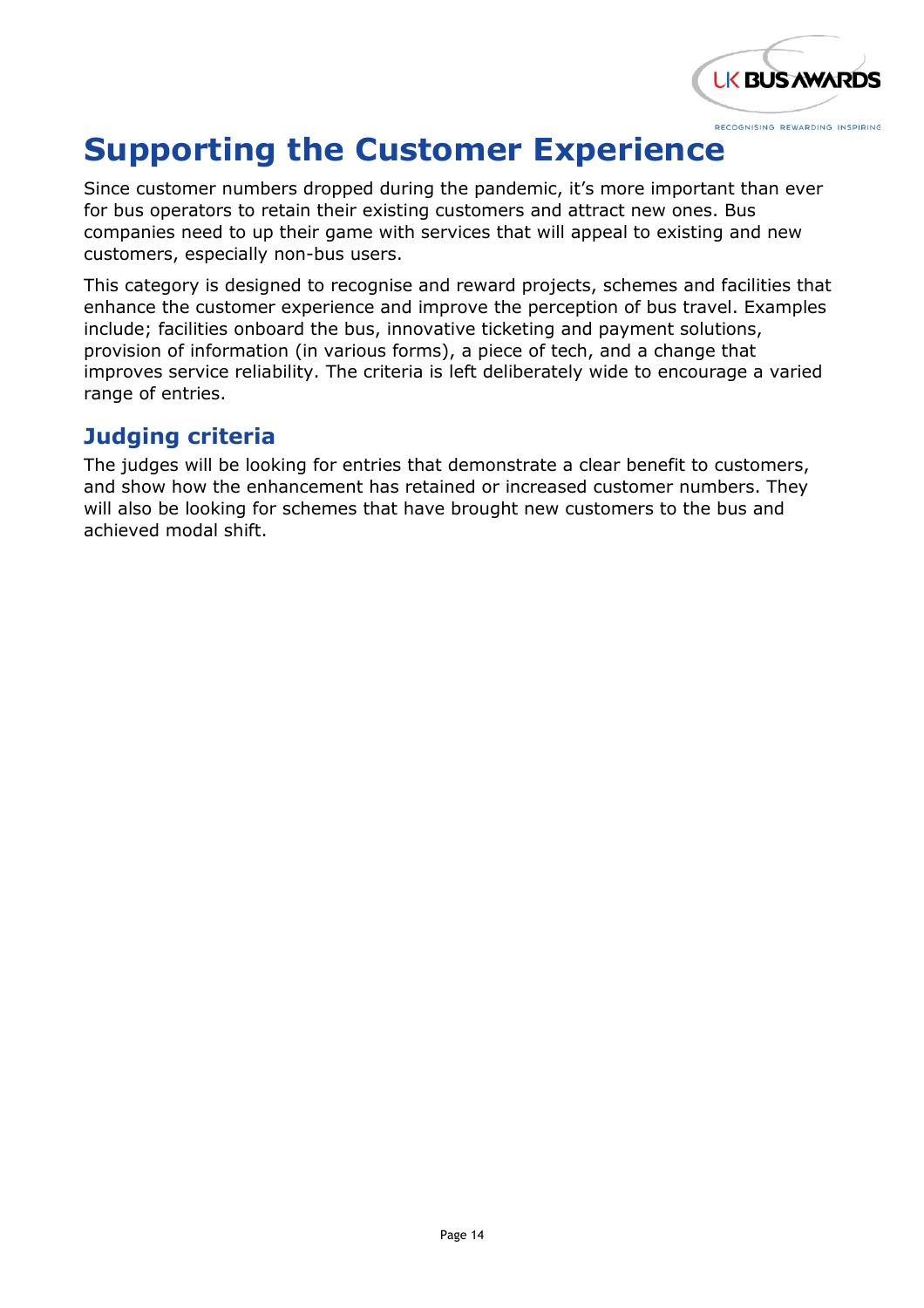# Supporting the Customer Experience

Since customer numbers dropped during the pandemic, it's more important than ever for bus operators to retain their existing customers and attract new ones. Bus companies need to up their game with services that will appeal to existing and new customers, especially non-bus users.

This category is designed to recognise and reward projects, schemes and facilities that enhance the customer experience and improve the perception of bus travel. Examples include; facilities onboard the bus, innovative ticketing and payment solutions, provision of information (in various forms), a piece of tech, and a change that improves service reliability. The criteria is left deliberately wide to encourage a varied range of entries.

## Judging criteria

The judges will be looking for entries that demonstrate a clear benefit to customers, and show how the enhancement has retained or increased customer numbers. They will also be looking for schemes that have brought new customers to the bus and achieved modal shift.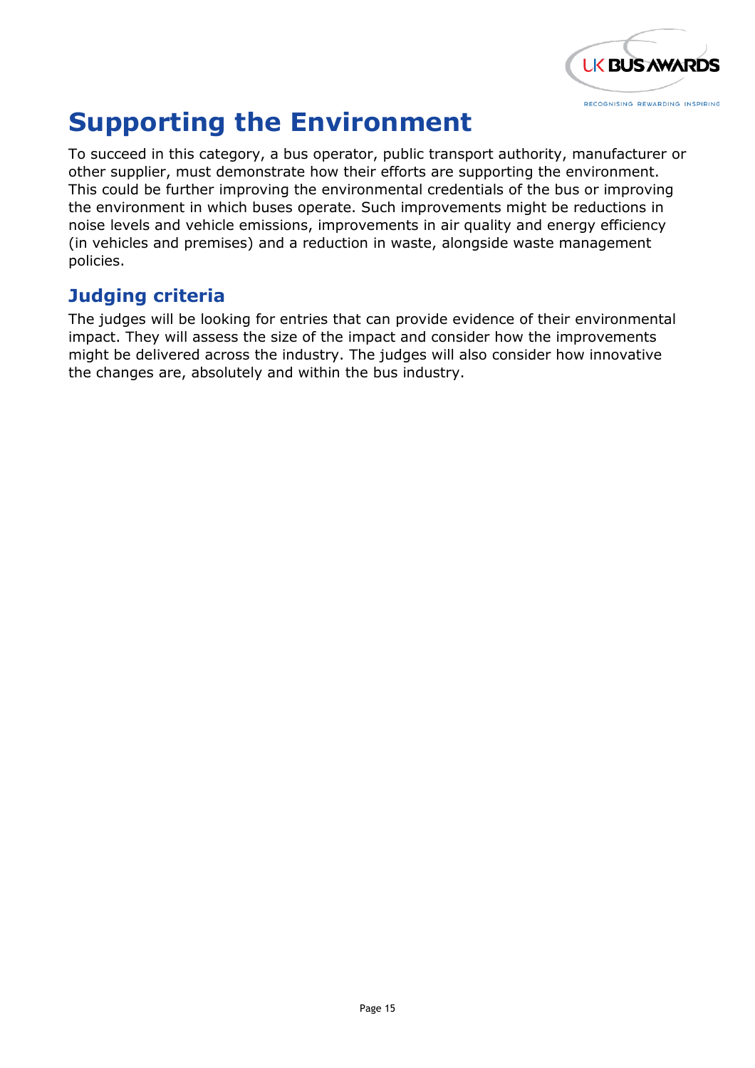# Supporting the Environment

To succeed in this category, a bus operator, public transport authority, manufacturer or other supplier, must demonstrate how their efforts are supporting the environment. This could be further improving the environmental credentials of the bus or improving the environment in which buses operate. Such improvements might be reductions in noise levels and vehicle emissions, improvements in air quality and energy efficiency (in vehicles and premises) and a reduction in waste, alongside waste management policies.

## Judging criteria

The judges will be looking for entries that can provide evidence of their environmental impact. They will assess the size of the impact and consider how the improvements might be delivered across the industry. The judges will also consider how innovative the changes are, absolutely and within the bus industry.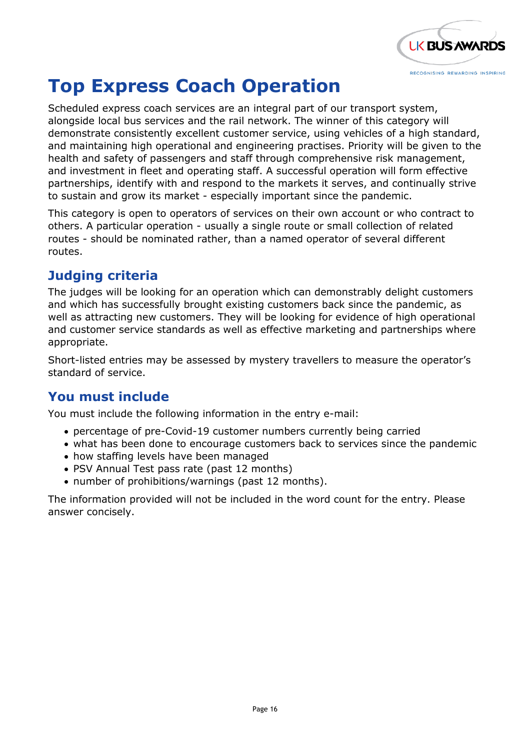# Top Express Coach Operation

Scheduled express coach services are an integral part of our transport system, alongside local bus services and the rail network. The winner of this category will demonstrate consistently excellent customer service, using vehicles of a high standard, and maintaining high operational and engineering practises. Priority will be given to the health and safety of passengers and staff through comprehensive risk management, and investment in fleet and operating staff. A successful operation will form effective partnerships, identify with and respond to the markets it serves, and continually strive to sustain and grow its market - especially important since the pandemic.

This category is open to operators of services on their own account or who contract to others. A particular operation - usually a single route or small collection of related routes - should be nominated rather, than a named operator of several different routes.

## Judging criteria

The judges will be looking for an operation which can demonstrably delight customers and which has successfully brought existing customers back since the pandemic, as well as attracting new customers. They will be looking for evidence of high operational and customer service standards as well as effective marketing and partnerships where appropriate.

Short-listed entries may be assessed by mystery travellers to measure the operator's standard of service.

## You must include

You must include the following information in the entry e-mail:

- percentage of pre-Covid-19 customer numbers currently being carried
- what has been done to encourage customers back to services since the pandemic
- how staffing levels have been managed
- PSV Annual Test pass rate (past 12 months)
- number of prohibitions/warnings (past 12 months).

The information provided will not be included in the word count for the entry. Please answer concisely.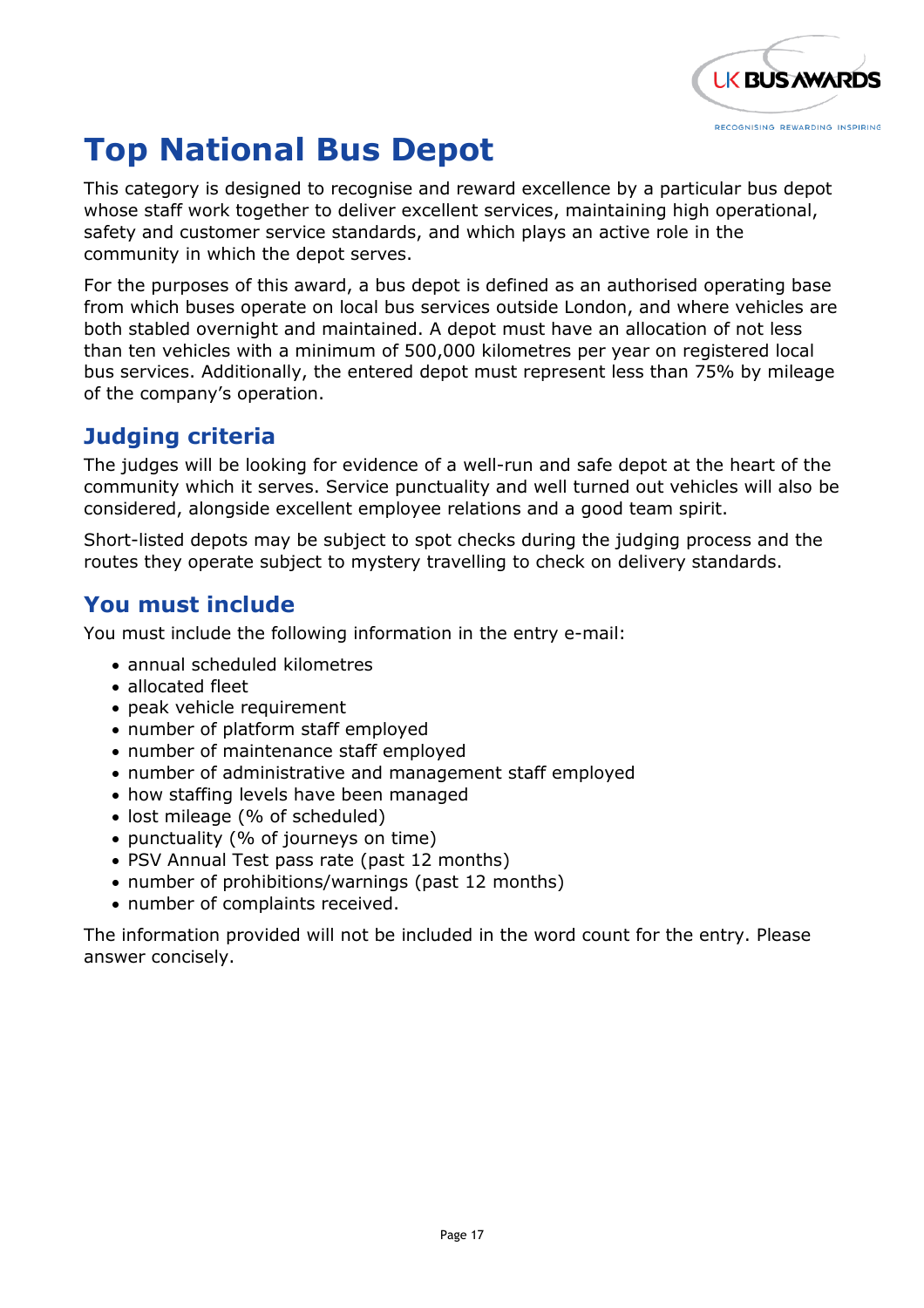# Top National Bus Depot

This category is designed to recognise and reward excellence by a particular bus depot whose staff work together to deliver excellent services, maintaining high operational, safety and customer service standards, and which plays an active role in the community in which the depot serves.

For the purposes of this award, a bus depot is defined as an authorised operating base from which buses operate on local bus services outside London, and where vehicles are both stabled overnight and maintained. A depot must have an allocation of not less than ten vehicles with a minimum of 500,000 kilometres per year on registered local bus services. Additionally, the entered depot must represent less than 75% by mileage of the company's operation.

## Judging criteria

The judges will be looking for evidence of a well-run and safe depot at the heart of the community which it serves. Service punctuality and well turned out vehicles will also be considered, alongside excellent employee relations and a good team spirit.

Short-listed depots may be subject to spot checks during the judging process and the routes they operate subject to mystery travelling to check on delivery standards.

## You must include

You must include the following information in the entry e-mail:

- annual scheduled kilometres
- allocated fleet
- peak vehicle requirement
- number of platform staff employed
- number of maintenance staff employed
- number of administrative and management staff employed
- how staffing levels have been managed
- lost mileage (% of scheduled)
- punctuality (% of journeys on time)
- PSV Annual Test pass rate (past 12 months)
- number of prohibitions/warnings (past 12 months)
- number of complaints received.

The information provided will not be included in the word count for the entry. Please answer concisely.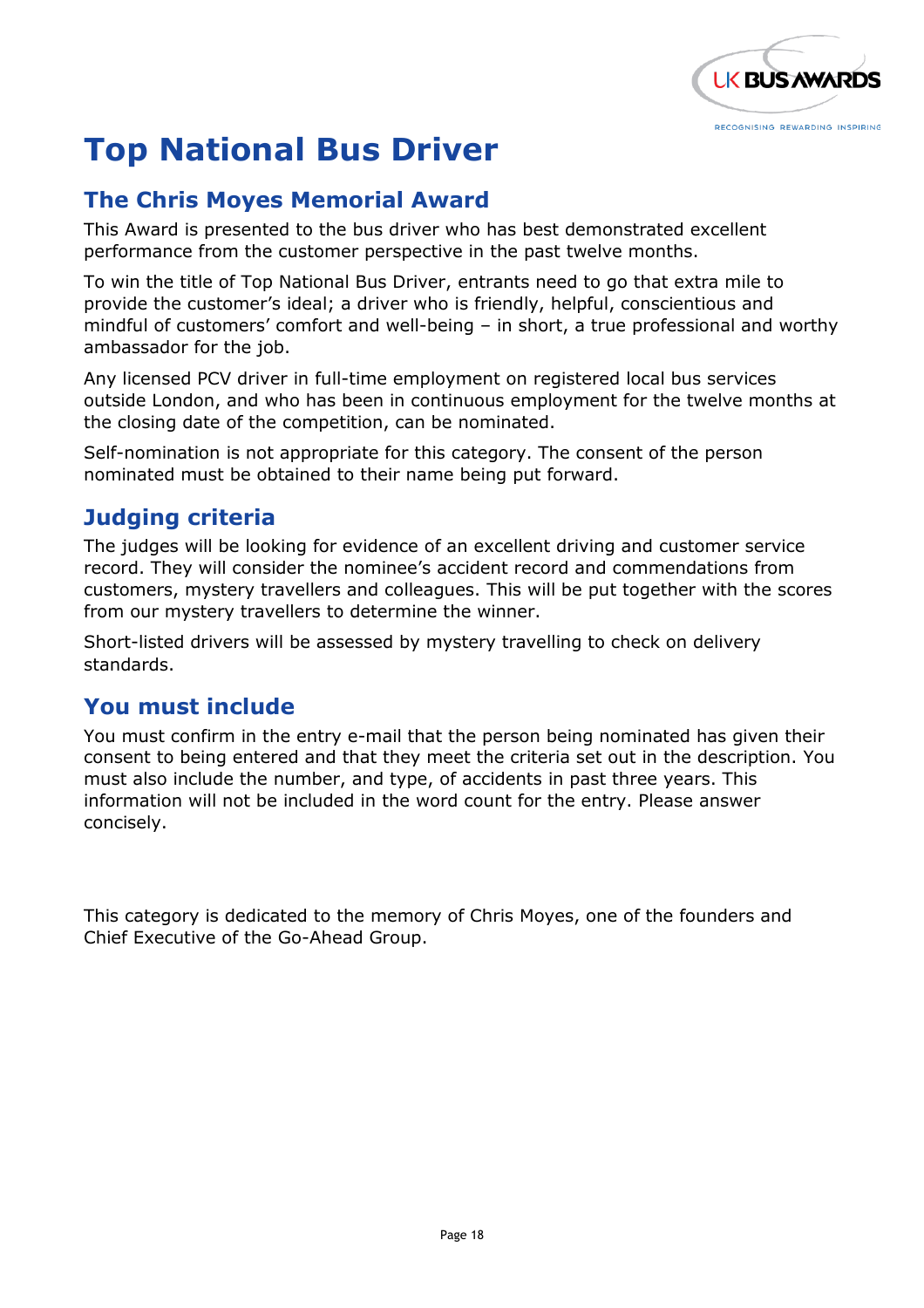# Top National Bus Driver

## The Chris Moyes Memorial Award

This Award is presented to the bus driver who has best demonstrated excellent performance from the customer perspective in the past twelve months.

To win the title of Top National Bus Driver, entrants need to go that extra mile to provide the customer's ideal; a driver who is friendly, helpful, conscientious and mindful of customers' comfort and well-being – in short, a true professional and worthy ambassador for the job.

Any licensed PCV driver in full-time employment on registered local bus services outside London, and who has been in continuous employment for the twelve months at the closing date of the competition, can be nominated.

Self-nomination is not appropriate for this category. The consent of the person nominated must be obtained to their name being put forward.

## Judging criteria

The judges will be looking for evidence of an excellent driving and customer service record. They will consider the nominee's accident record and commendations from customers, mystery travellers and colleagues. This will be put together with the scores from our mystery travellers to determine the winner.

Short-listed drivers will be assessed by mystery travelling to check on delivery standards.

## You must include

You must confirm in the entry e-mail that the person being nominated has given their consent to being entered and that they meet the criteria set out in the description. You must also include the number, and type, of accidents in past three years. This information will not be included in the word count for the entry. Please answer concisely.

This category is dedicated to the memory of Chris Moyes, one of the founders and Chief Executive of the Go-Ahead Group.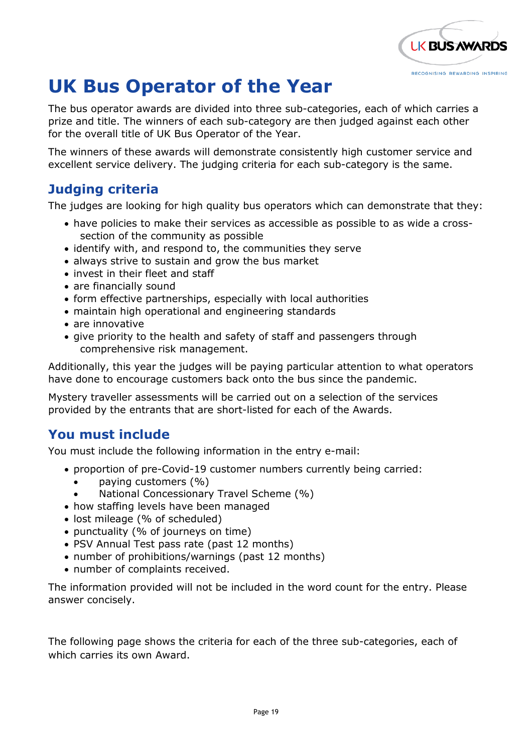# UK Bus Operator of the Year

The bus operator awards are divided into three sub-categories, each of which carries a prize and title. The winners of each sub-category are then judged against each other for the overall title of UK Bus Operator of the Year.

The winners of these awards will demonstrate consistently high customer service and excellent service delivery. The judging criteria for each sub-category is the same.

## Judging criteria

The judges are looking for high quality bus operators which can demonstrate that they:

- have policies to make their services as accessible as possible to as wide a cross-section of the community as possible
- identify with, and respond to, the communities they serve
- always strive to sustain and grow the bus market
- invest in their fleet and staff
- are financially sound
- form effective partnerships, especially with local authorities
- maintain high operational and engineering standards
- are innovative
- give priority to the health and safety of staff and passengers through comprehensive risk management.

Additionally, this year the judges will be paying particular attention to what operators have done to encourage customers back onto the bus since the pandemic.

Mystery traveller assessments will be carried out on a selection of the services provided by the entrants that are short-listed for each of the Awards.

## You must include

You must include the following information in the entry e-mail:

- proportion of pre-Covid-19 customer numbers currently being carried:
  - paying customers (%)
  - National Concessionary Travel Scheme (%)
- how staffing levels have been managed
- lost mileage (% of scheduled)
- punctuality (% of journeys on time)
- PSV Annual Test pass rate (past 12 months)
- number of prohibitions/warnings (past 12 months)
- number of complaints received.

The information provided will not be included in the word count for the entry. Please answer concisely.

The following page shows the criteria for each of the three sub-categories, each of which carries its own Award.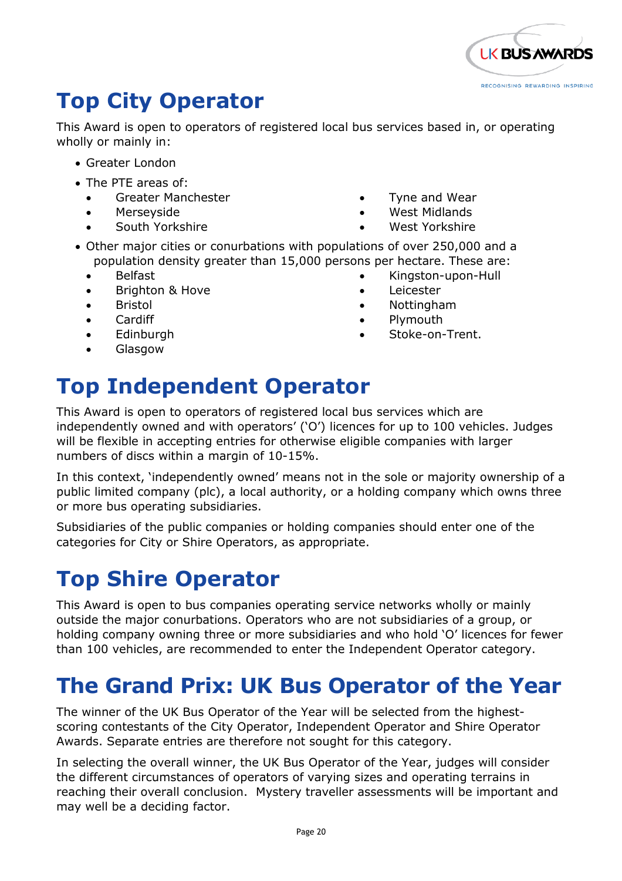## Top City Operator

This Award is open to operators of registered local bus services based in, or operating wholly or mainly in:

- Greater London
- The PTE areas of:
  - Greater Manchester
  - Merseyside
  - South Yorkshire
  - Tyne and Wear
  - West Midlands
  - West Yorkshire
- Other major cities or conurbations with populations of over 250,000 and a population density greater than 15,000 persons per hectare. These are:
  - Belfast
  - Brighton & Hove
  - Bristol
  - Cardiff
  - Edinburgh
  - Glasgow
  - Kingston-upon-Hull
  - Leicester
  - Nottingham
  - Plymouth
  - Stoke-on-Trent.

## Top Independent Operator

This Award is open to operators of registered local bus services which are independently owned and with operators' ('O') licences for up to 100 vehicles. Judges will be flexible in accepting entries for otherwise eligible companies with larger numbers of discs within a margin of 10-15%.

In this context, 'independently owned' means not in the sole or majority ownership of a public limited company (plc), a local authority, or a holding company which owns three or more bus operating subsidiaries.

Subsidiaries of the public companies or holding companies should enter one of the categories for City or Shire Operators, as appropriate.

## Top Shire Operator

This Award is open to bus companies operating service networks wholly or mainly outside the major conurbations. Operators who are not subsidiaries of a group, or holding company owning three or more subsidiaries and who hold 'O' licences for fewer than 100 vehicles, are recommended to enter the Independent Operator category.

## The Grand Prix: UK Bus Operator of the Year

The winner of the UK Bus Operator of the Year will be selected from the highest-scoring contestants of the City Operator, Independent Operator and Shire Operator Awards. Separate entries are therefore not sought for this category.

In selecting the overall winner, the UK Bus Operator of the Year, judges will consider the different circumstances of operators of varying sizes and operating terrains in reaching their overall conclusion. Mystery traveller assessments will be important and may well be a deciding factor.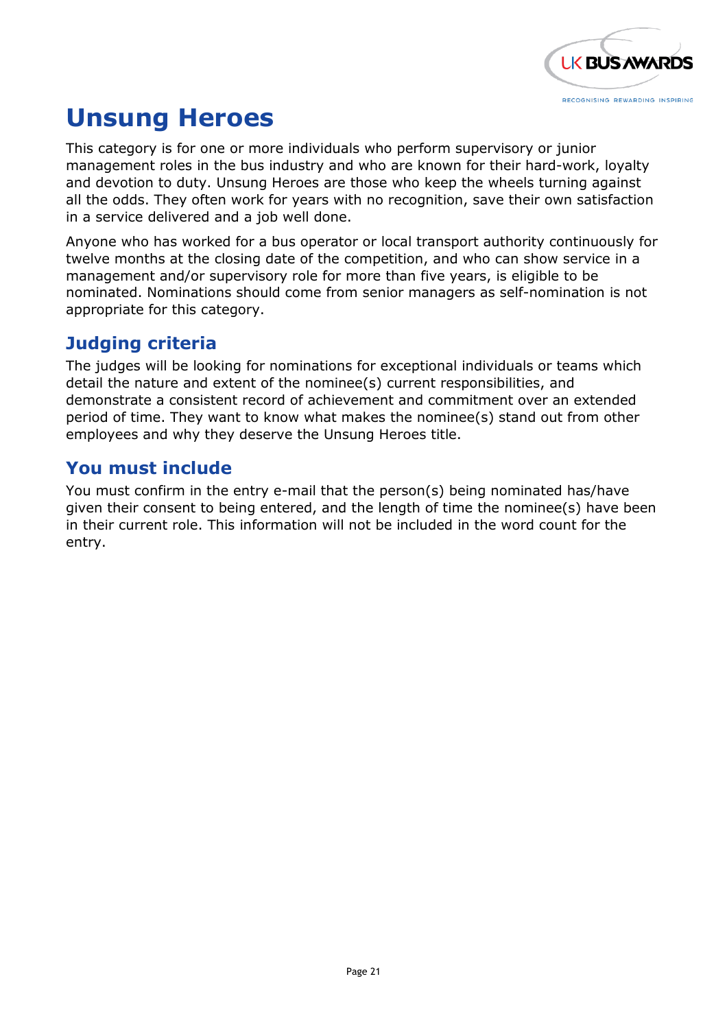# Unsung Heroes

This category is for one or more individuals who perform supervisory or junior management roles in the bus industry and who are known for their hard-work, loyalty and devotion to duty. Unsung Heroes are those who keep the wheels turning against all the odds. They often work for years with no recognition, save their own satisfaction in a service delivered and a job well done.

Anyone who has worked for a bus operator or local transport authority continuously for twelve months at the closing date of the competition, and who can show service in a management and/or supervisory role for more than five years, is eligible to be nominated. Nominations should come from senior managers as self-nomination is not appropriate for this category.

## Judging criteria

The judges will be looking for nominations for exceptional individuals or teams which detail the nature and extent of the nominee(s) current responsibilities, and demonstrate a consistent record of achievement and commitment over an extended period of time. They want to know what makes the nominee(s) stand out from other employees and why they deserve the Unsung Heroes title.

## You must include

You must confirm in the entry e-mail that the person(s) being nominated has/have given their consent to being entered, and the length of time the nominee(s) have been in their current role. This information will not be included in the word count for the entry.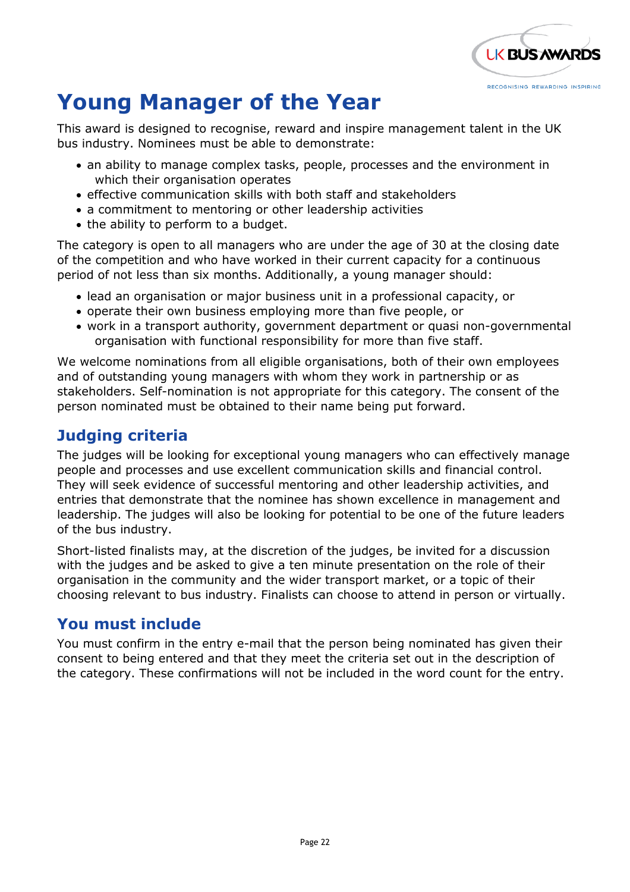# Young Manager of the Year

This award is designed to recognise, reward and inspire management talent in the UK bus industry. Nominees must be able to demonstrate:

- an ability to manage complex tasks, people, processes and the environment in which their organisation operates
- effective communication skills with both staff and stakeholders
- a commitment to mentoring or other leadership activities
- the ability to perform to a budget.

The category is open to all managers who are under the age of 30 at the closing date of the competition and who have worked in their current capacity for a continuous period of not less than six months. Additionally, a young manager should:

- lead an organisation or major business unit in a professional capacity, or
- operate their own business employing more than five people, or
- work in a transport authority, government department or quasi non-governmental organisation with functional responsibility for more than five staff.

We welcome nominations from all eligible organisations, both of their own employees and of outstanding young managers with whom they work in partnership or as stakeholders. Self-nomination is not appropriate for this category. The consent of the person nominated must be obtained to their name being put forward.

## Judging criteria

The judges will be looking for exceptional young managers who can effectively manage people and processes and use excellent communication skills and financial control. They will seek evidence of successful mentoring and other leadership activities, and entries that demonstrate that the nominee has shown excellence in management and leadership. The judges will also be looking for potential to be one of the future leaders of the bus industry.

Short-listed finalists may, at the discretion of the judges, be invited for a discussion with the judges and be asked to give a ten minute presentation on the role of their organisation in the community and the wider transport market, or a topic of their choosing relevant to bus industry. Finalists can choose to attend in person or virtually.

## You must include

You must confirm in the entry e-mail that the person being nominated has given their consent to being entered and that they meet the criteria set out in the description of the category. These confirmations will not be included in the word count for the entry.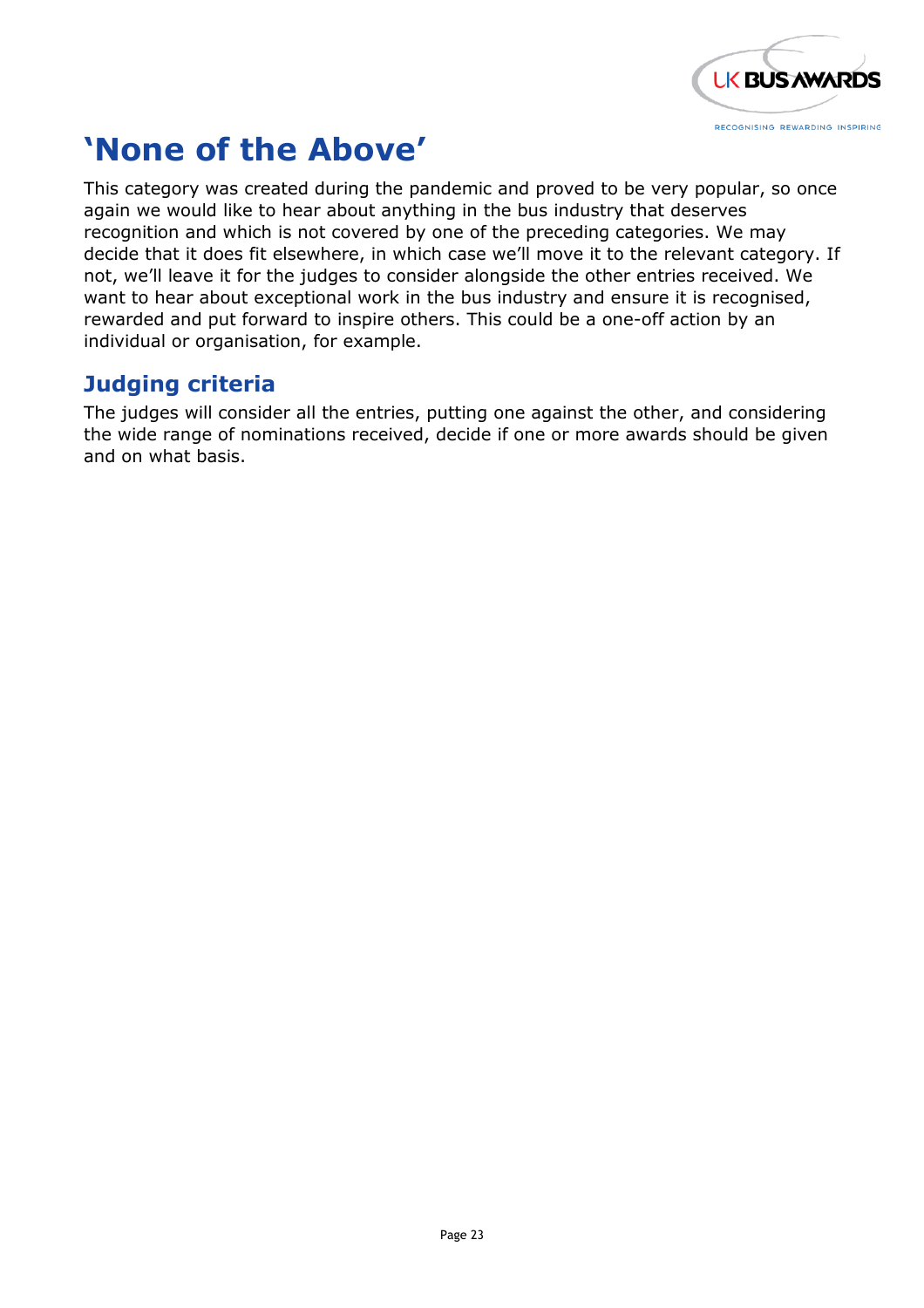# 'None of the Above'

This category was created during the pandemic and proved to be very popular, so once again we would like to hear about anything in the bus industry that deserves recognition and which is not covered by one of the preceding categories. We may decide that it does fit elsewhere, in which case we'll move it to the relevant category. If not, we'll leave it for the judges to consider alongside the other entries received. We want to hear about exceptional work in the bus industry and ensure it is recognised, rewarded and put forward to inspire others. This could be a one-off action by an individual or organisation, for example.

## Judging criteria

The judges will consider all the entries, putting one against the other, and considering the wide range of nominations received, decide if one or more awards should be given and on what basis.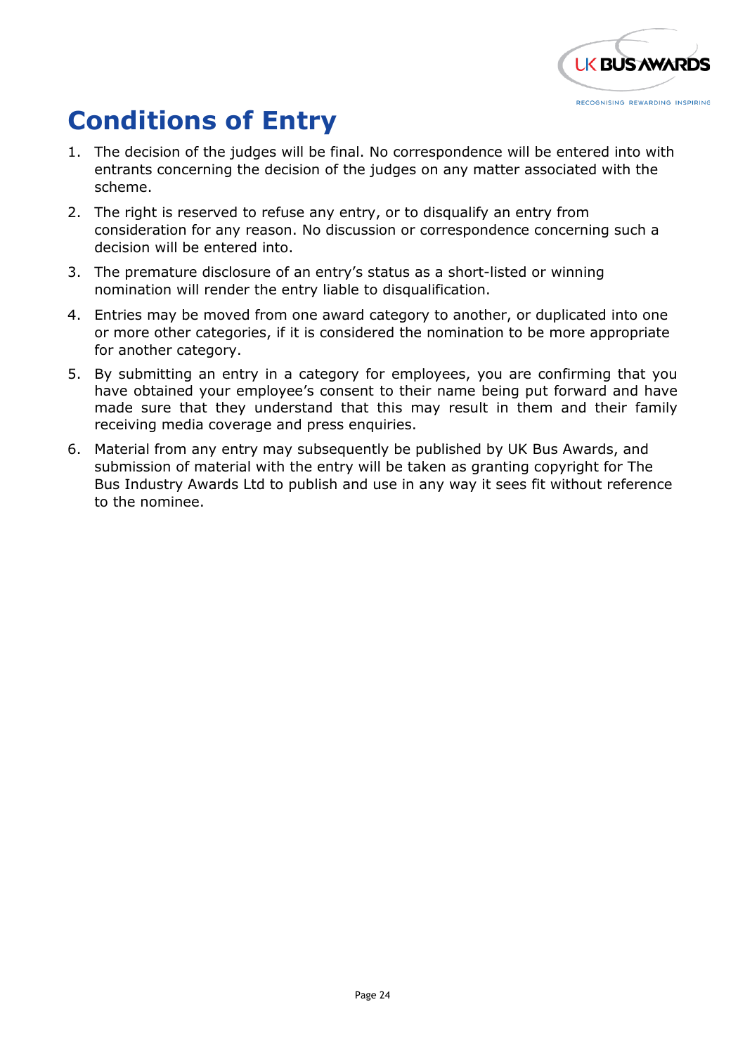# Conditions of Entry

1. The decision of the judges will be final. No correspondence will be entered into with entrants concerning the decision of the judges on any matter associated with the scheme.
2. The right is reserved to refuse any entry, or to disqualify an entry from consideration for any reason. No discussion or correspondence concerning such a decision will be entered into.
3. The premature disclosure of an entry's status as a short-listed or winning nomination will render the entry liable to disqualification.
4. Entries may be moved from one award category to another, or duplicated into one or more other categories, if it is considered the nomination to be more appropriate for another category.
5. By submitting an entry in a category for employees, you are confirming that you have obtained your employee's consent to their name being put forward and have made sure that they understand that this may result in them and their family receiving media coverage and press enquiries.
6. Material from any entry may subsequently be published by UK Bus Awards, and submission of material with the entry will be taken as granting copyright for The Bus Industry Awards Ltd to publish and use in any way it sees fit without reference to the nominee.